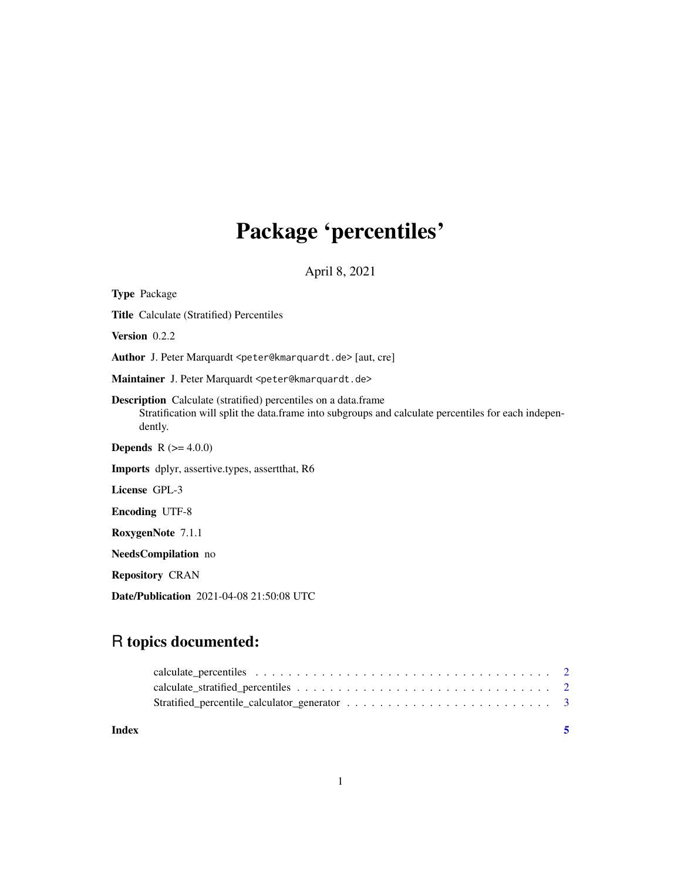# Package 'percentiles'

April 8, 2021

**Type** Package

**Title** Calculate (Stratified) Percentiles

**Version** 0.2.2

**Author** J. Peter Marquardt <peter@kmarquardt.de> [aut, cre]

**Maintainer** J. Peter Marquardt <peter@kmarquardt.de>

**Description** Calculate (stratified) percentiles on a data.frame
Stratification will split the data.frame into subgroups and calculate percentiles for each independently.

**Depends** R (>= 4.0.0)

**Imports** dplyr, assertive.types, assertthat, R6

**License** GPL-3

**Encoding** UTF-8

**RoxygenNote** 7.1.1

**NeedsCompilation** no

**Repository** CRAN

**Date/Publication** 2021-04-08 21:50:08 UTC

## R topics documented:

calculate_percentiles . . . . . . . . . . . . . . . . . . . . . . . . . . . . . . . . . . . . 2
calculate_stratified_percentiles . . . . . . . . . . . . . . . . . . . . . . . . . . . . . . . 2
Stratified_percentile_calculator_generator . . . . . . . . . . . . . . . . . . . . . . . . . 3

**Index** 5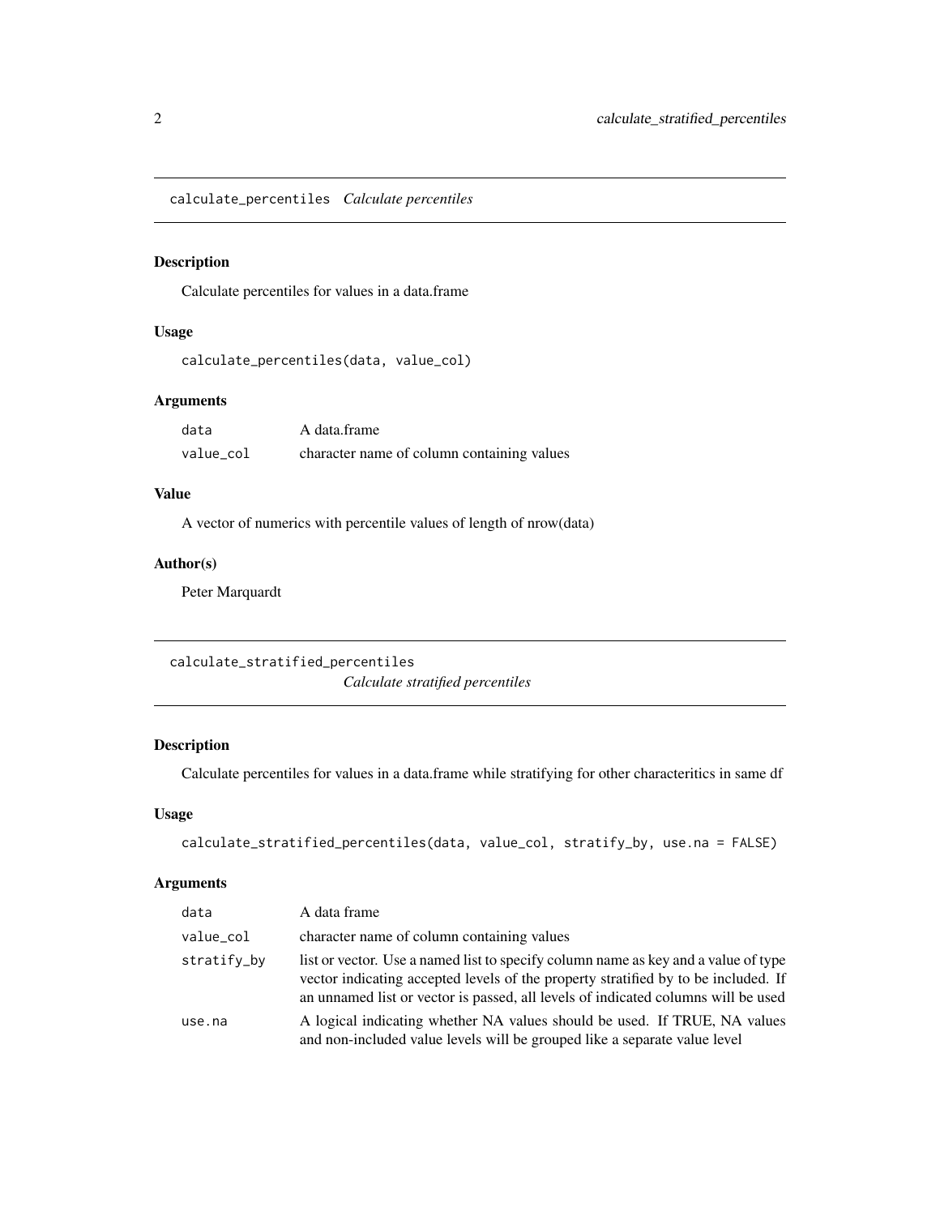## calculate_percentiles *Calculate percentiles*

### Description

Calculate percentiles for values in a data.frame

### Usage

```
calculate_percentiles(data, value_col)
```

### Arguments

| | |
|---|---|
| data | A data.frame |
| value_col | character name of column containing values |

### Value

A vector of numerics with percentile values of length of nrow(data)

### Author(s)

Peter Marquardt

## calculate_stratified_percentiles *Calculate stratified percentiles*

### Description

Calculate percentiles for values in a data.frame while stratifying for other characteritics in same df

### Usage

```
calculate_stratified_percentiles(data, value_col, stratify_by, use.na = FALSE)
```

### Arguments

| | |
|---|---|
| data | A data frame |
| value_col | character name of column containing values |
| stratify_by | list or vector. Use a named list to specify column name as key and a value of type vector indicating accepted levels of the property stratified by to be included. If an unnamed list or vector is passed, all levels of indicated columns will be used |
| use.na | A logical indicating whether NA values should be used. If TRUE, NA values and non-included value levels will be grouped like a separate value level |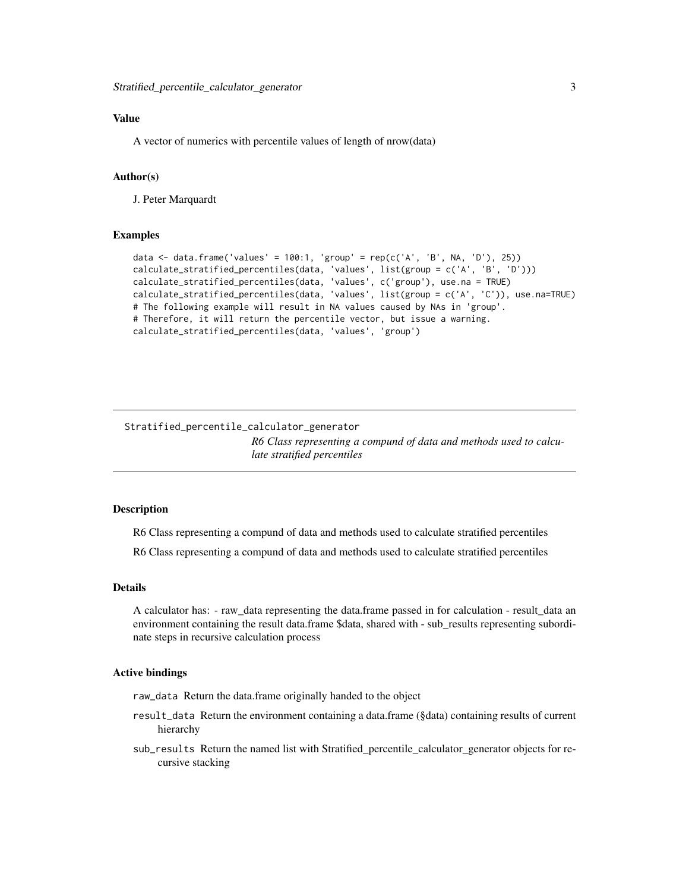### Value

A vector of numerics with percentile values of length of nrow(data)

### Author(s)

J. Peter Marquardt

### Examples

```
data <- data.frame('values' = 100:1, 'group' = rep(c('A', 'B', NA, 'D'), 25))
calculate_stratified_percentiles(data, 'values', list(group = c('A', 'B', 'D')))
calculate_stratified_percentiles(data, 'values', c('group'), use.na = TRUE)
calculate_stratified_percentiles(data, 'values', list(group = c('A', 'C')), use.na=TRUE)
# The following example will result in NA values caused by NAs in 'group'.
# Therefore, it will return the percentile vector, but issue a warning.
calculate_stratified_percentiles(data, 'values', 'group')
```

---

## Stratified_percentile_calculator_generator

*R6 Class representing a compund of data and methods used to calculate stratified percentiles*

---

### Description

R6 Class representing a compund of data and methods used to calculate stratified percentiles

R6 Class representing a compund of data and methods used to calculate stratified percentiles

### Details

A calculator has: - raw_data representing the data.frame passed in for calculation - result_data an environment containing the result data.frame $data, shared with - sub_results representing subordinate steps in recursive calculation process

### Active bindings

- `raw_data` Return the data.frame originally handed to the object
- `result_data` Return the environment containing a data.frame (§data) containing results of current hierarchy
- `sub_results` Return the named list with Stratified_percentile_calculator_generator objects for recursive stacking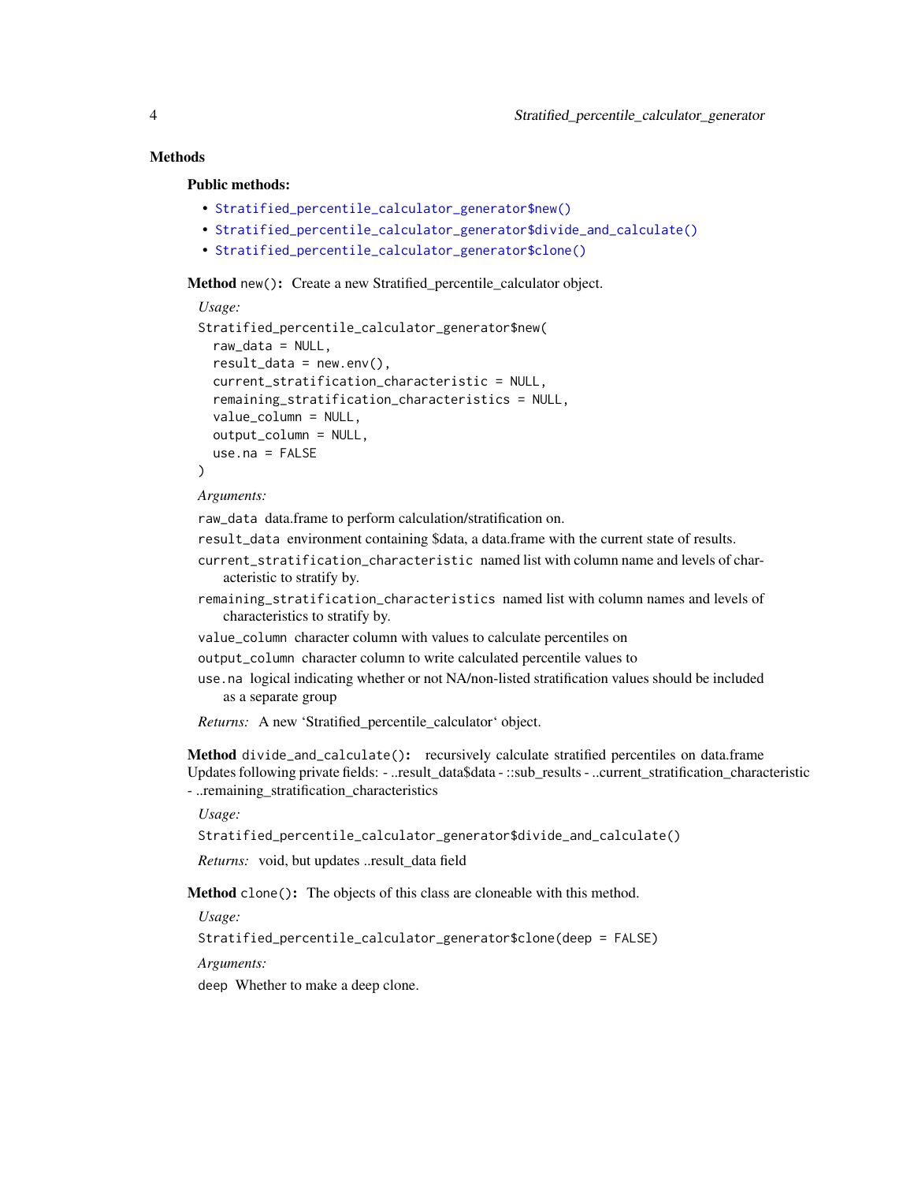## Methods

### Public methods:

- `Stratified_percentile_calculator_generator$new()`
- `Stratified_percentile_calculator_generator$divide_and_calculate()`
- `Stratified_percentile_calculator_generator$clone()`

**Method** `new()`**:** Create a new Stratified_percentile_calculator object.

*Usage:*

```
Stratified_percentile_calculator_generator$new(
  raw_data = NULL,
  result_data = new.env(),
  current_stratification_characteristic = NULL,
  remaining_stratification_characteristics = NULL,
  value_column = NULL,
  output_column = NULL,
  use.na = FALSE
)
```

*Arguments:*

`raw_data` data.frame to perform calculation/stratification on.

`result_data` environment containing $data, a data.frame with the current state of results.

`current_stratification_characteristic` named list with column name and levels of characteristic to stratify by.

`remaining_stratification_characteristics` named list with column names and levels of characteristics to stratify by.

`value_column` character column with values to calculate percentiles on

`output_column` character column to write calculated percentile values to

`use.na` logical indicating whether or not NA/non-listed stratification values should be included as a separate group

*Returns:* A new 'Stratified_percentile_calculator' object.

**Method** `divide_and_calculate()`**:** recursively calculate stratified percentiles on data.frame Updates following private fields: - ..result_data$data - ::sub_results - ..current_stratification_characteristic - ..remaining_stratification_characteristics

*Usage:*

```
Stratified_percentile_calculator_generator$divide_and_calculate()
```

*Returns:* void, but updates ..result_data field

**Method** `clone()`**:** The objects of this class are cloneable with this method.

*Usage:*

```
Stratified_percentile_calculator_generator$clone(deep = FALSE)
```

*Arguments:*

`deep` Whether to make a deep clone.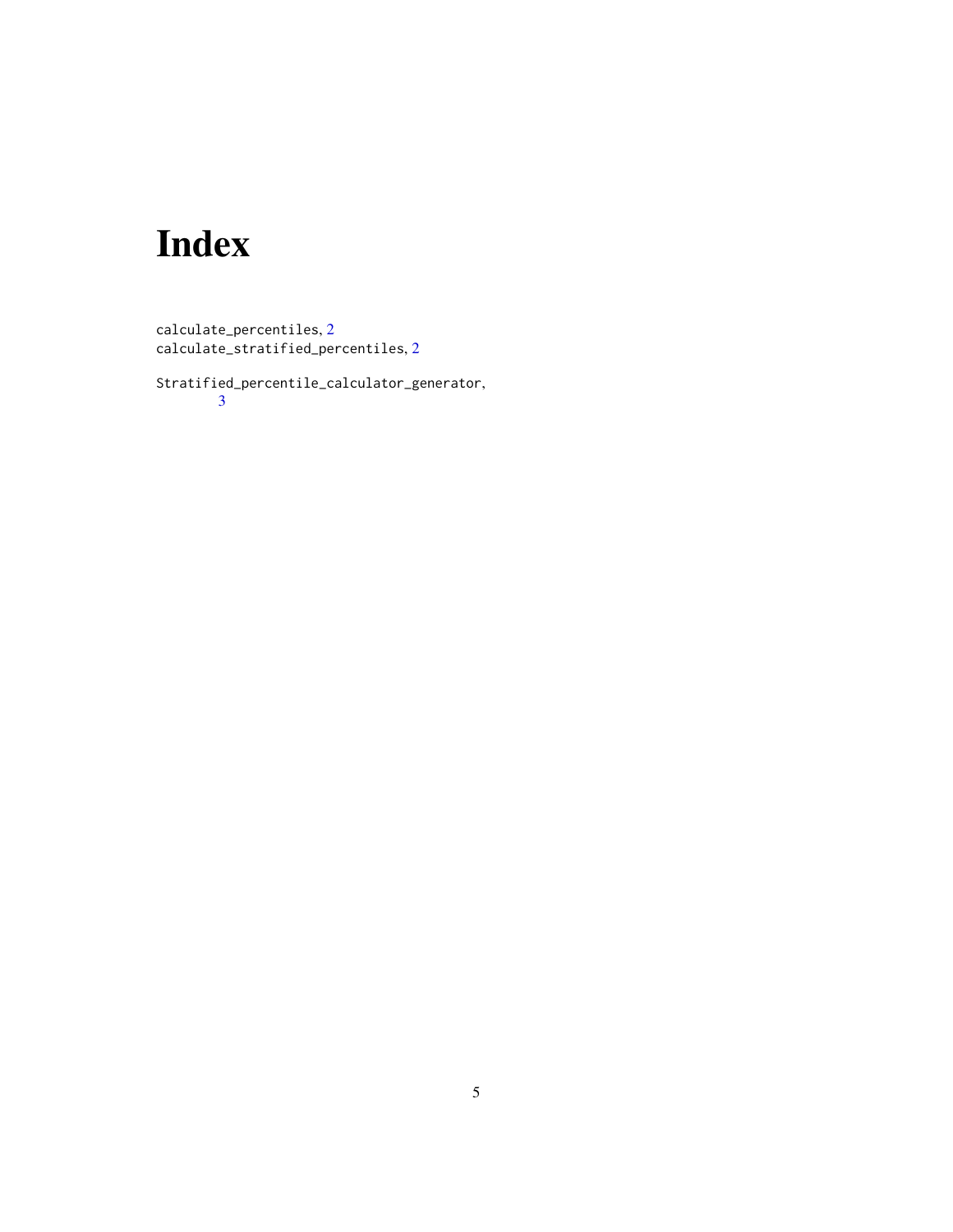# Index

calculate_percentiles, 2
calculate_stratified_percentiles, 2

Stratified_percentile_calculator_generator, 3